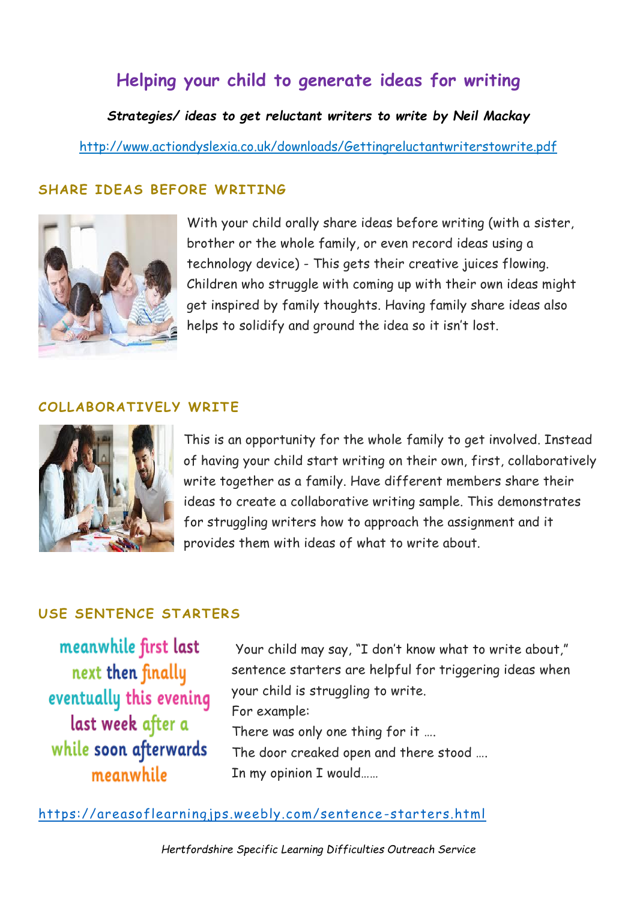# Helping your child to generate ideas for writing

***Strategies/ ideas to get reluctant writers to write by Neil Mackay***

http://www.actiondyslexia.co.uk/downloads/Gettingreluctantwriterstowrite.pdf

## SHARE IDEAS BEFORE WRITING

With your child orally share ideas before writing (with a sister, brother or the whole family, or even record ideas using a technology device) - This gets their creative juices flowing. Children who struggle with coming up with their own ideas might get inspired by family thoughts. Having family share ideas also helps to solidify and ground the idea so it isn't lost.

## COLLABORATIVELY WRITE

This is an opportunity for the whole family to get involved. Instead of having your child start writing on their own, first, collaboratively write together as a family. Have different members share their ideas to create a collaborative writing sample. This demonstrates for struggling writers how to approach the assignment and it provides them with ideas of what to write about.

## USE SENTENCE STARTERS

meanwhile first last next then finally eventually this evening last week after a while soon afterwards meanwhile

Your child may say, "I don't know what to write about," sentence starters are helpful for triggering ideas when your child is struggling to write.
For example:
There was only one thing for it ….
The door creaked open and there stood ….
In my opinion I would……

https://areasoflearningjps.weebly.com/sentence-starters.html

*Hertfordshire Specific Learning Difficulties Outreach Service*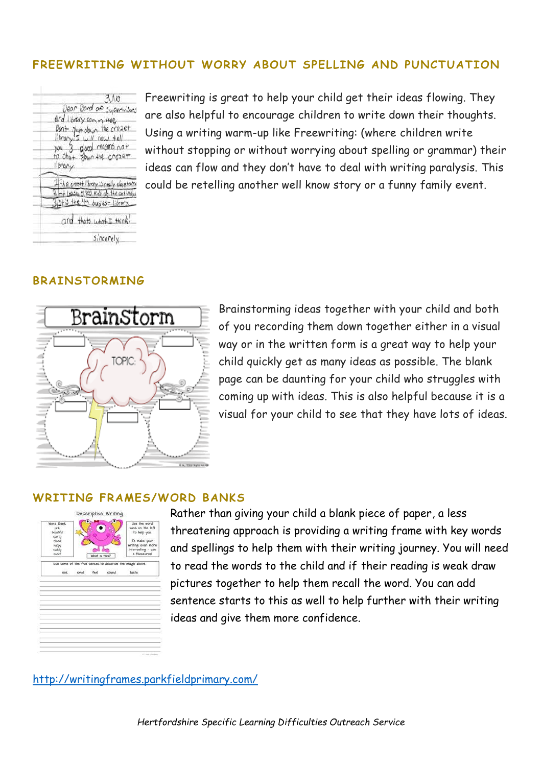## FREEWRITING WITHOUT WORRY ABOUT SPELLING AND PUNCTUATION

Freewriting is great to help your child get their ideas flowing. They are also helpful to encourage children to write down their thoughts. Using a writing warm-up like Freewriting: (where children write without stopping or without worrying about spelling or grammar) their ideas can flow and they don't have to deal with writing paralysis. This could be retelling another well know story or a funny family event.

## BRAINSTORMING

Brainstorming ideas together with your child and both of you recording them down together either in a visual way or in the written form is a great way to help your child quickly get as many ideas as possible. The blank page can be daunting for your child who struggles with coming up with ideas. This is also helpful because it is a visual for your child to see that they have lots of ideas.

## WRITING FRAMES/WORD BANKS

Rather than giving your child a blank piece of paper, a less threatening approach is providing a writing frame with key words and spellings to help them with their writing journey. You will need to read the words to the child and if their reading is weak draw pictures together to help them recall the word. You can add sentence starts to this as well to help further with their writing ideas and give them more confidence.

http://writingframes.parkfieldprimary.com/

*Hertfordshire Specific Learning Difficulties Outreach Service*